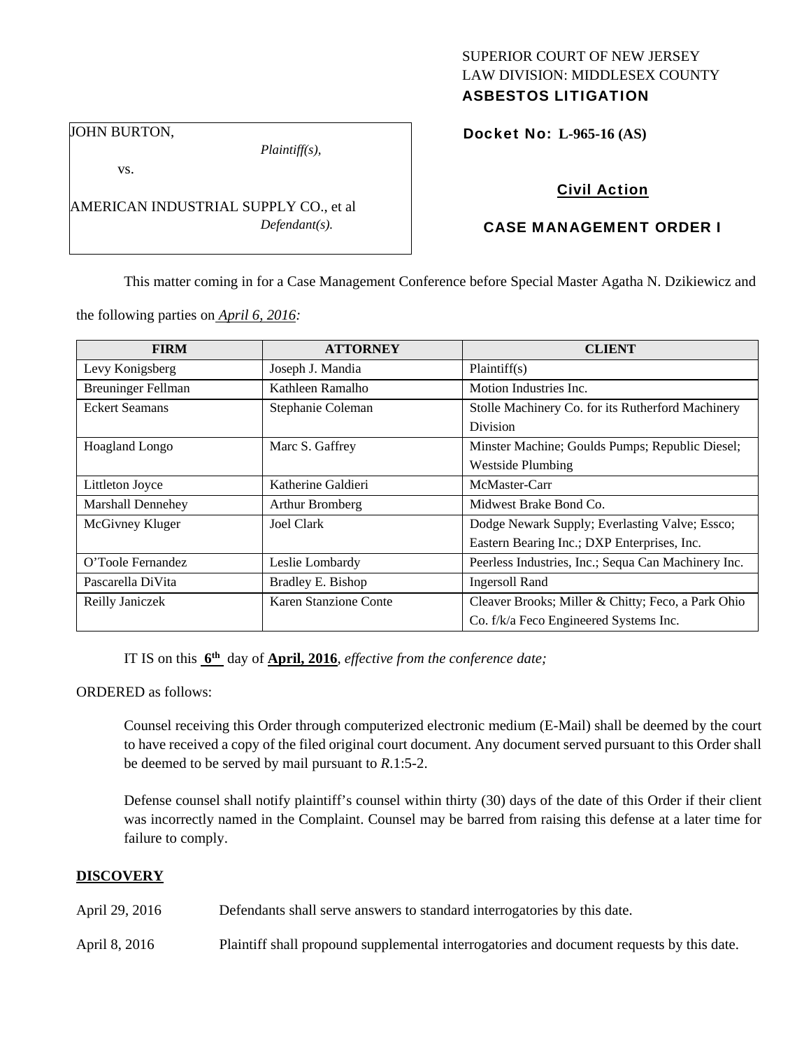SUPERIOR COURT OF NEW JERSEY
LAW DIVISION: MIDDLESEX COUNTY
**ASBESTOS LITIGATION**

JOHN BURTON,
*Plaintiff(s),*

vs.

AMERICAN INDUSTRIAL SUPPLY CO., et al
*Defendant(s).*

**Docket No: L-965-16 (AS)**

**Civil Action**

**CASE MANAGEMENT ORDER I**

This matter coming in for a Case Management Conference before Special Master Agatha N. Dzikiewicz and the following parties on *April 6, 2016:*

| FIRM | ATTORNEY | CLIENT |
| --- | --- | --- |
| Levy Konigsberg | Joseph J. Mandia | Plaintiff(s) |
| Breuninger Fellman | Kathleen Ramalho | Motion Industries Inc. |
| Eckert Seamans | Stephanie Coleman | Stolle Machinery Co. for its Rutherford Machinery Division |
| Hoagland Longo | Marc S. Gaffrey | Minster Machine; Goulds Pumps; Republic Diesel; Westside Plumbing |
| Littleton Joyce | Katherine Galdieri | McMaster-Carr |
| Marshall Dennehey | Arthur Bromberg | Midwest Brake Bond Co. |
| McGivney Kluger | Joel Clark | Dodge Newark Supply; Everlasting Valve; Essco; Eastern Bearing Inc.; DXP Enterprises, Inc. |
| O'Toole Fernandez | Leslie Lombardy | Peerless Industries, Inc.; Sequa Can Machinery Inc. |
| Pascarella DiVita | Bradley E. Bishop | Ingersoll Rand |
| Reilly Janiczek | Karen Stanzione Conte | Cleaver Brooks; Miller & Chitty; Feco, a Park Ohio Co. f/k/a Feco Engineered Systems Inc. |

IT IS on this **6th** day of **April, 2016**, *effective from the conference date;*

ORDERED as follows:

Counsel receiving this Order through computerized electronic medium (E-Mail) shall be deemed by the court to have received a copy of the filed original court document. Any document served pursuant to this Order shall be deemed to be served by mail pursuant to *R*.1:5-2.

Defense counsel shall notify plaintiff's counsel within thirty (30) days of the date of this Order if their client was incorrectly named in the Complaint. Counsel may be barred from raising this defense at a later time for failure to comply.

**DISCOVERY**

April 29, 2016 Defendants shall serve answers to standard interrogatories by this date.

April 8, 2016 Plaintiff shall propound supplemental interrogatories and document requests by this date.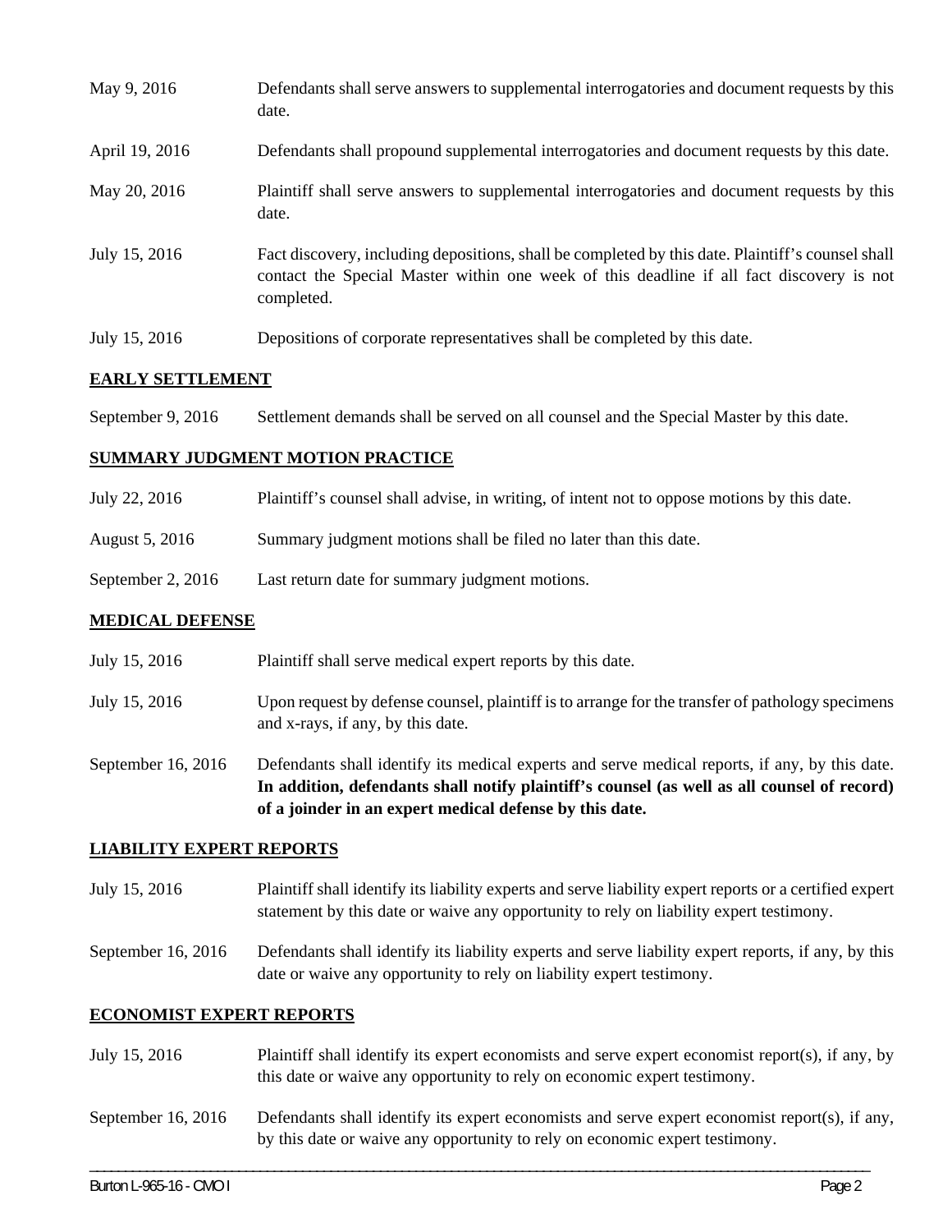| | |
|---|---|
| May 9, 2016 | Defendants shall serve answers to supplemental interrogatories and document requests by this date. |
| April 19, 2016 | Defendants shall propound supplemental interrogatories and document requests by this date. |
| May 20, 2016 | Plaintiff shall serve answers to supplemental interrogatories and document requests by this date. |
| July 15, 2016 | Fact discovery, including depositions, shall be completed by this date. Plaintiff's counsel shall contact the Special Master within one week of this deadline if all fact discovery is not completed. |
| July 15, 2016 | Depositions of corporate representatives shall be completed by this date. |

## EARLY SETTLEMENT

| | |
|---|---|
| September 9, 2016 | Settlement demands shall be served on all counsel and the Special Master by this date. |

## SUMMARY JUDGMENT MOTION PRACTICE

| | |
|---|---|
| July 22, 2016 | Plaintiff's counsel shall advise, in writing, of intent not to oppose motions by this date. |
| August 5, 2016 | Summary judgment motions shall be filed no later than this date. |
| September 2, 2016 | Last return date for summary judgment motions. |

## MEDICAL DEFENSE

| | |
|---|---|
| July 15, 2016 | Plaintiff shall serve medical expert reports by this date. |
| July 15, 2016 | Upon request by defense counsel, plaintiff is to arrange for the transfer of pathology specimens and x-rays, if any, by this date. |
| September 16, 2016 | Defendants shall identify its medical experts and serve medical reports, if any, by this date. **In addition, defendants shall notify plaintiff's counsel (as well as all counsel of record) of a joinder in an expert medical defense by this date.** |

## LIABILITY EXPERT REPORTS

| | |
|---|---|
| July 15, 2016 | Plaintiff shall identify its liability experts and serve liability expert reports or a certified expert statement by this date or waive any opportunity to rely on liability expert testimony. |
| September 16, 2016 | Defendants shall identify its liability experts and serve liability expert reports, if any, by this date or waive any opportunity to rely on liability expert testimony. |

## ECONOMIST EXPERT REPORTS

| | |
|---|---|
| July 15, 2016 | Plaintiff shall identify its expert economists and serve expert economist report(s), if any, by this date or waive any opportunity to rely on economic expert testimony. |
| September 16, 2016 | Defendants shall identify its expert economists and serve expert economist report(s), if any, by this date or waive any opportunity to rely on economic expert testimony. |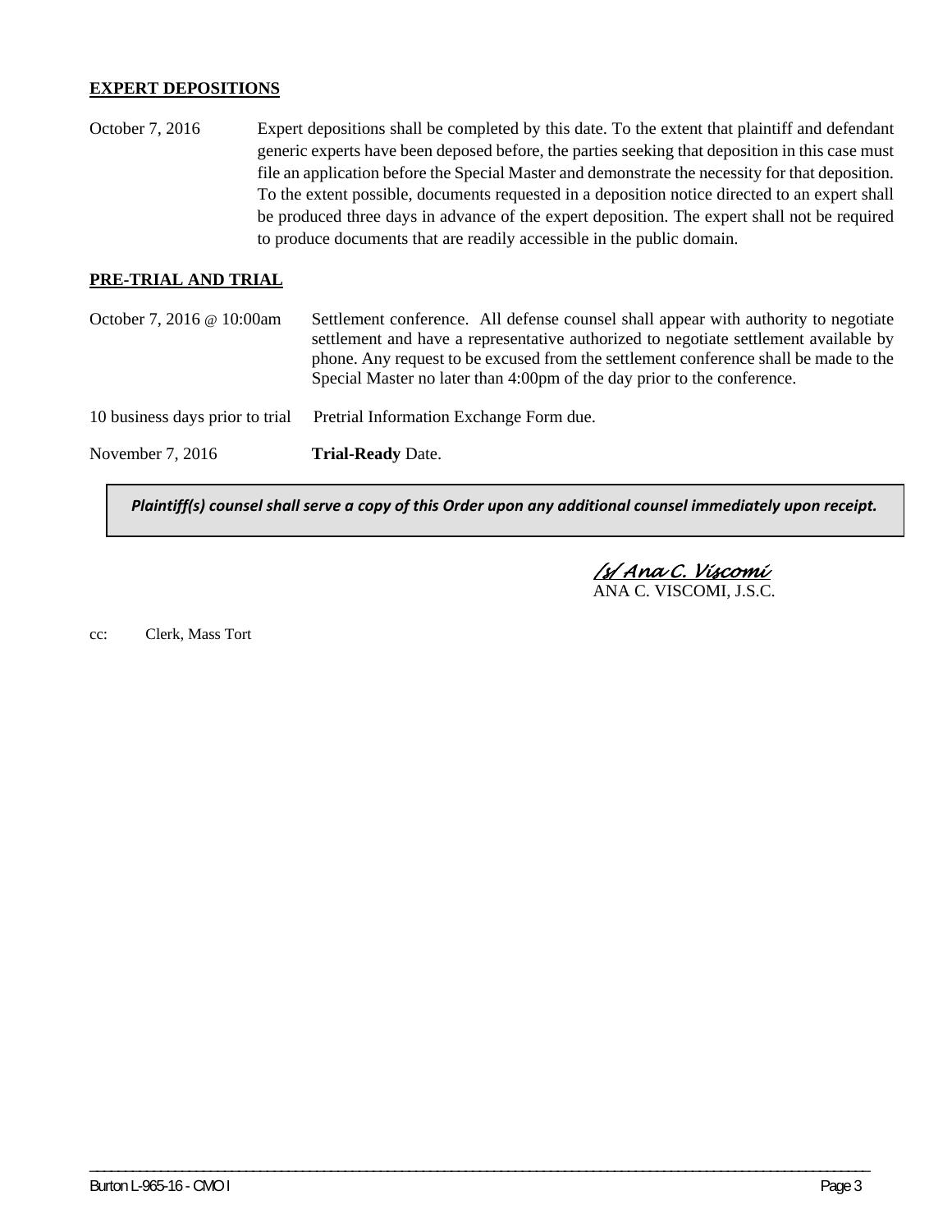**EXPERT DEPOSITIONS**

| | |
|---|---|
| October 7, 2016 | Expert depositions shall be completed by this date. To the extent that plaintiff and defendant generic experts have been deposed before, the parties seeking that deposition in this case must file an application before the Special Master and demonstrate the necessity for that deposition. To the extent possible, documents requested in a deposition notice directed to an expert shall be produced three days in advance of the expert deposition. The expert shall not be required to produce documents that are readily accessible in the public domain. |

**PRE-TRIAL AND TRIAL**

| | |
|---|---|
| October 7, 2016 @ 10:00am | Settlement conference. All defense counsel shall appear with authority to negotiate settlement and have a representative authorized to negotiate settlement available by phone. Any request to be excused from the settlement conference shall be made to the Special Master no later than 4:00pm of the day prior to the conference. |
| 10 business days prior to trial | Pretrial Information Exchange Form due. |
| November 7, 2016 | **Trial-Ready** Date. |

***Plaintiff(s) counsel shall serve a copy of this Order upon any additional counsel immediately upon receipt.***

*/s/ Ana C. Viscomi*
ANA C. VISCOMI, J.S.C.

cc: Clerk, Mass Tort